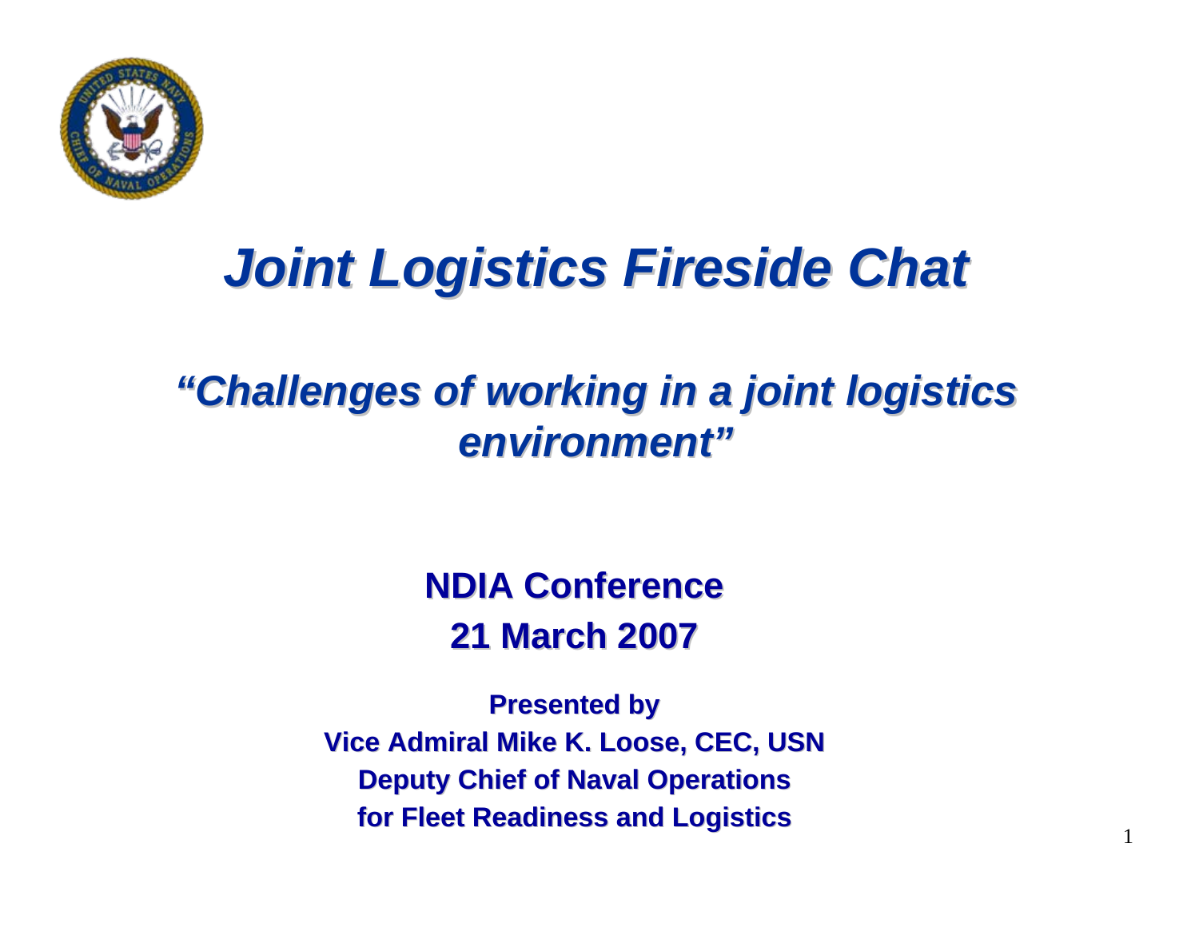# *Joint Logistics Fireside Chat*

## *"Challenges of working in a joint logistics environment"*

**NDIA Conference**

**21 March 2007**

**Presented by**
**Vice Admiral Mike K. Loose, CEC, USN**
**Deputy Chief of Naval Operations**
**for Fleet Readiness and Logistics**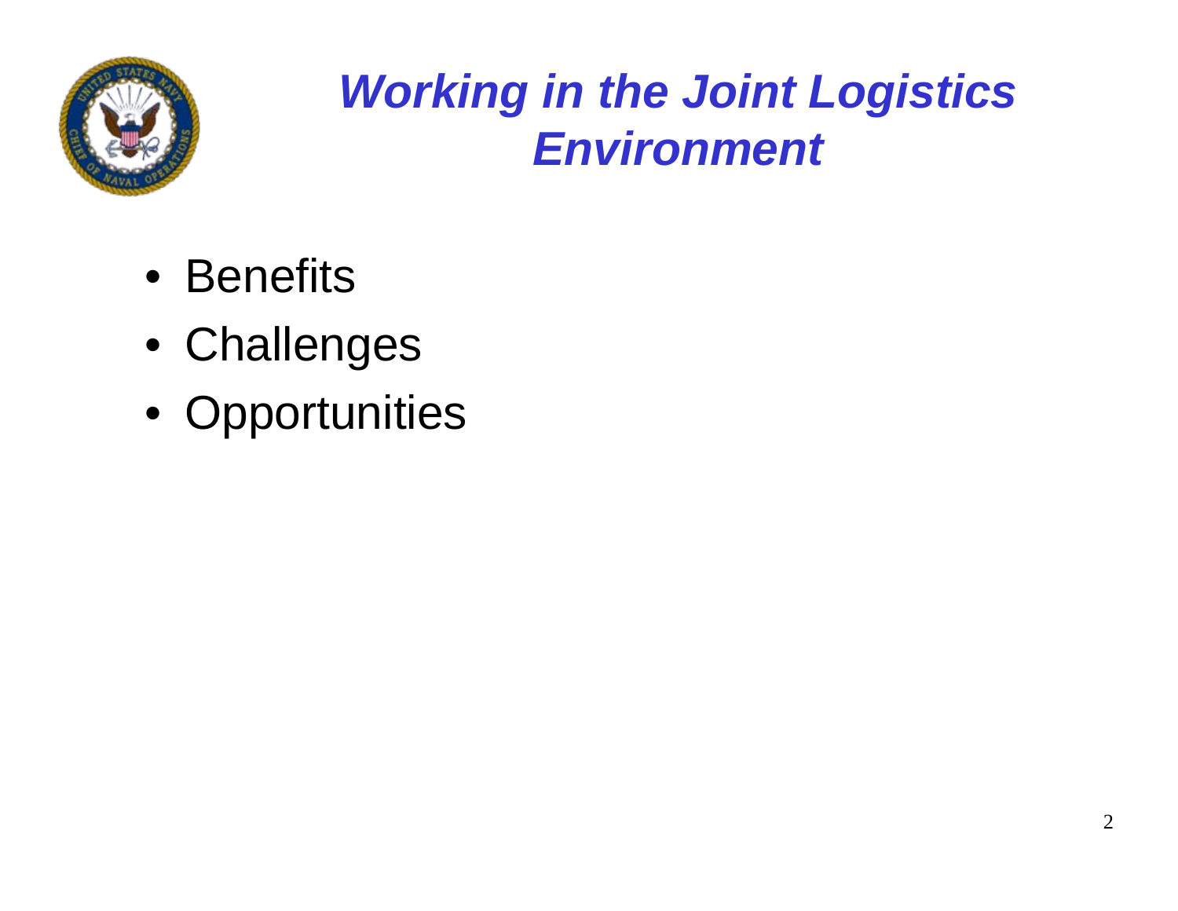# *Working in the Joint Logistics Environment*

- Benefits
- Challenges
- Opportunities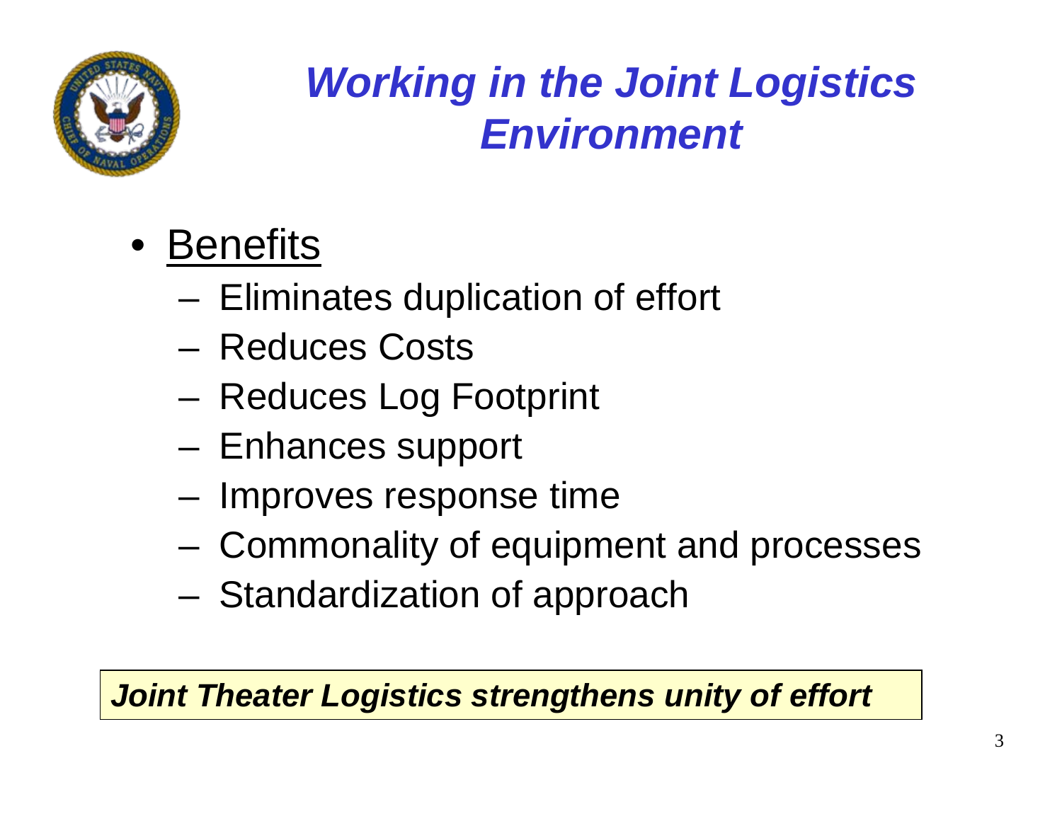# *Working in the Joint Logistics Environment*

- <u>Benefits</u>
  - Eliminates duplication of effort
  - Reduces Costs
  - Reduces Log Footprint
  - Enhances support
  - Improves response time
  - Commonality of equipment and processes
  - Standardization of approach

***Joint Theater Logistics strengthens unity of effort***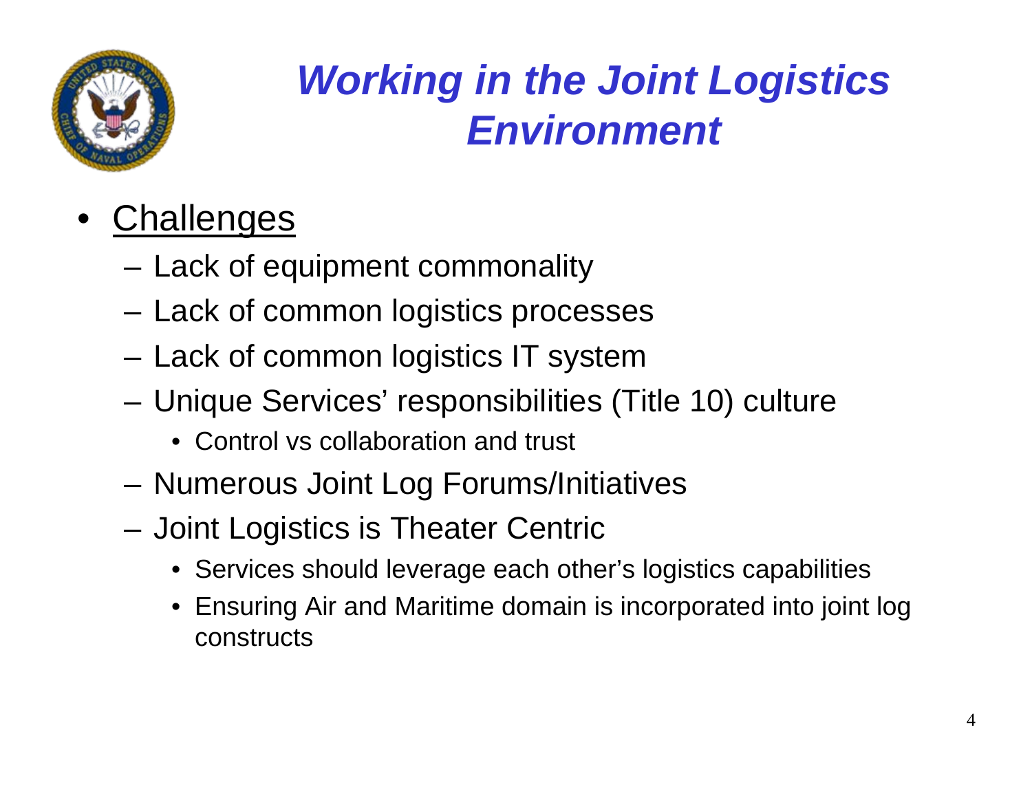# *Working in the Joint Logistics Environment*

- Challenges
  - Lack of equipment commonality
  - Lack of common logistics processes
  - Lack of common logistics IT system
  - Unique Services' responsibilities (Title 10) culture
    - Control vs collaboration and trust
  - Numerous Joint Log Forums/Initiatives
  - Joint Logistics is Theater Centric
    - Services should leverage each other's logistics capabilities
    - Ensuring Air and Maritime domain is incorporated into joint log constructs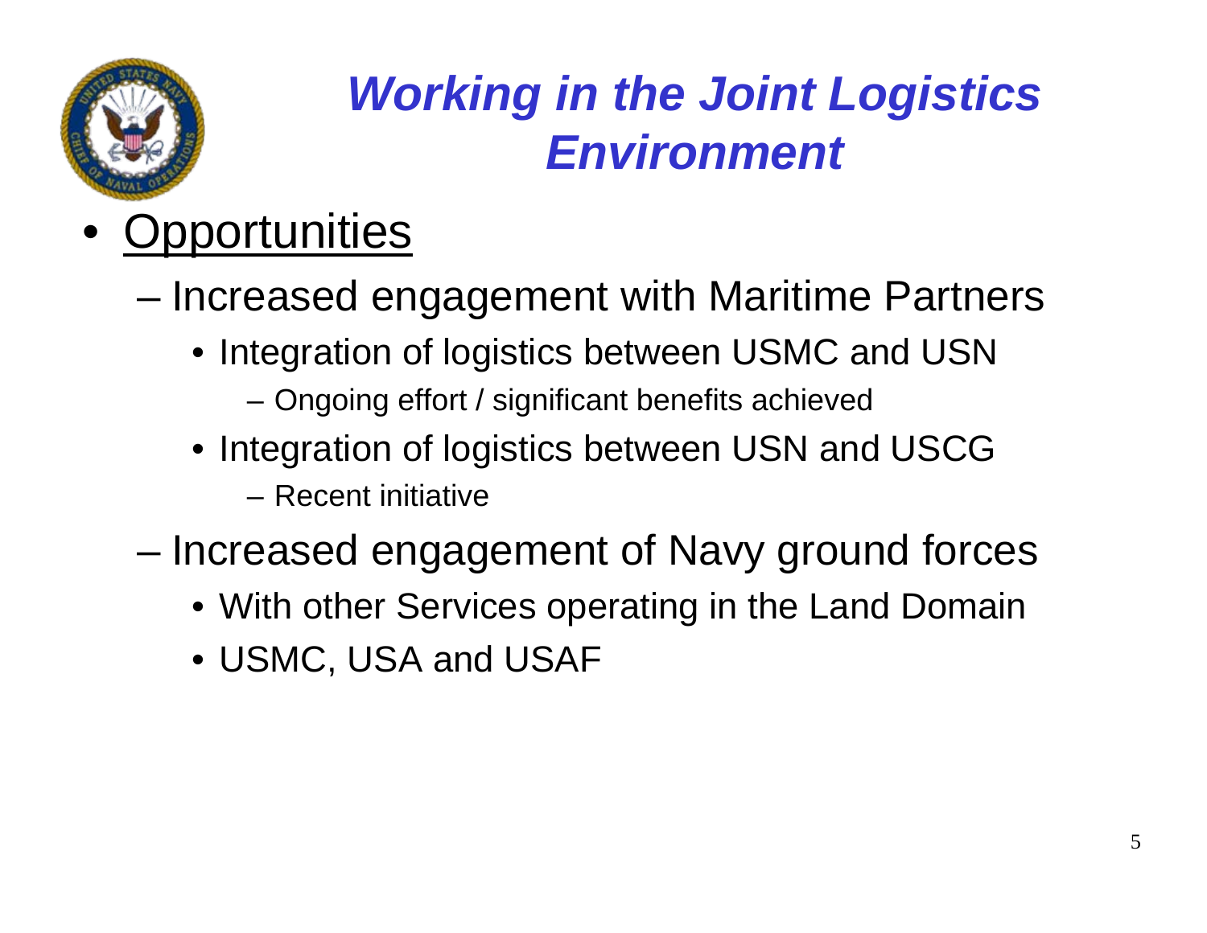# *Working in the Joint Logistics Environment*

- Opportunities
  - Increased engagement with Maritime Partners
    - Integration of logistics between USMC and USN
      - Ongoing effort / significant benefits achieved
    - Integration of logistics between USN and USCG
      - Recent initiative
  - Increased engagement of Navy ground forces
    - With other Services operating in the Land Domain
    - USMC, USA and USAF